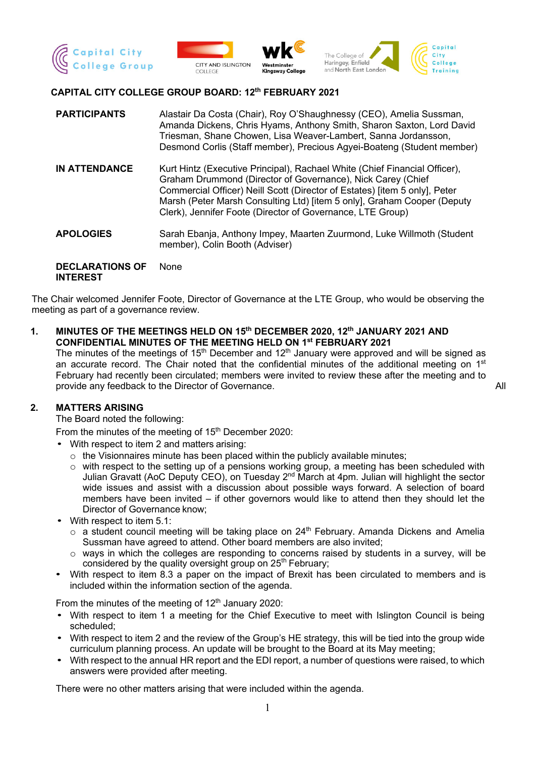# CAPITAL CITY COLLEGE GROUP BOARD: 12th FEBRUARY 2021

| | |
|---|---|
| **PARTICIPANTS** | Alastair Da Costa (Chair), Roy O'Shaughnessy (CEO), Amelia Sussman, Amanda Dickens, Chris Hyams, Anthony Smith, Sharon Saxton, Lord David Triesman, Shane Chowen, Lisa Weaver-Lambert, Sanna Jordansson, Desmond Corlis (Staff member), Precious Agyei-Boateng (Student member) |
| **IN ATTENDANCE** | Kurt Hintz (Executive Principal), Rachael White (Chief Financial Officer), Graham Drummond (Director of Governance), Nick Carey (Chief Commercial Officer) Neill Scott (Director of Estates) [item 5 only], Peter Marsh (Peter Marsh Consulting Ltd) [item 5 only], Graham Cooper (Deputy Clerk), Jennifer Foote (Director of Governance, LTE Group) |
| **APOLOGIES** | Sarah Ebanja, Anthony Impey, Maarten Zuurmond, Luke Willmoth (Student member), Colin Booth (Adviser) |
| **DECLARATIONS OF INTEREST** | None |

The Chair welcomed Jennifer Foote, Director of Governance at the LTE Group, who would be observing the meeting as part of a governance review.

## 1. MINUTES OF THE MEETINGS HELD ON 15th DECEMBER 2020, 12th JANUARY 2021 AND CONFIDENTIAL MINUTES OF THE MEETING HELD ON 1st FEBRUARY 2021

The minutes of the meetings of 15th December and 12th January were approved and will be signed as an accurate record. The Chair noted that the confidential minutes of the additional meeting on 1st February had recently been circulated; members were invited to review these after the meeting and to provide any feedback to the Director of Governance. **All**

## 2. MATTERS ARISING

The Board noted the following:

From the minutes of the meeting of 15th December 2020:

- With respect to item 2 and matters arising:
  - the Visionnaires minute has been placed within the publicly available minutes;
  - with respect to the setting up of a pensions working group, a meeting has been scheduled with Julian Gravatt (AoC Deputy CEO), on Tuesday 2nd March at 4pm. Julian will highlight the sector wide issues and assist with a discussion about possible ways forward. A selection of board members have been invited – if other governors would like to attend then they should let the Director of Governance know;
- With respect to item 5.1:
  - a student council meeting will be taking place on 24th February. Amanda Dickens and Amelia Sussman have agreed to attend. Other board members are also invited;
  - ways in which the colleges are responding to concerns raised by students in a survey, will be considered by the quality oversight group on 25th February;
- With respect to item 8.3 a paper on the impact of Brexit has been circulated to members and is included within the information section of the agenda.

From the minutes of the meeting of 12th January 2020:

- With respect to item 1 a meeting for the Chief Executive to meet with Islington Council is being scheduled;
- With respect to item 2 and the review of the Group's HE strategy, this will be tied into the group wide curriculum planning process. An update will be brought to the Board at its May meeting;
- With respect to the annual HR report and the EDI report, a number of questions were raised, to which answers were provided after meeting.

There were no other matters arising that were included within the agenda.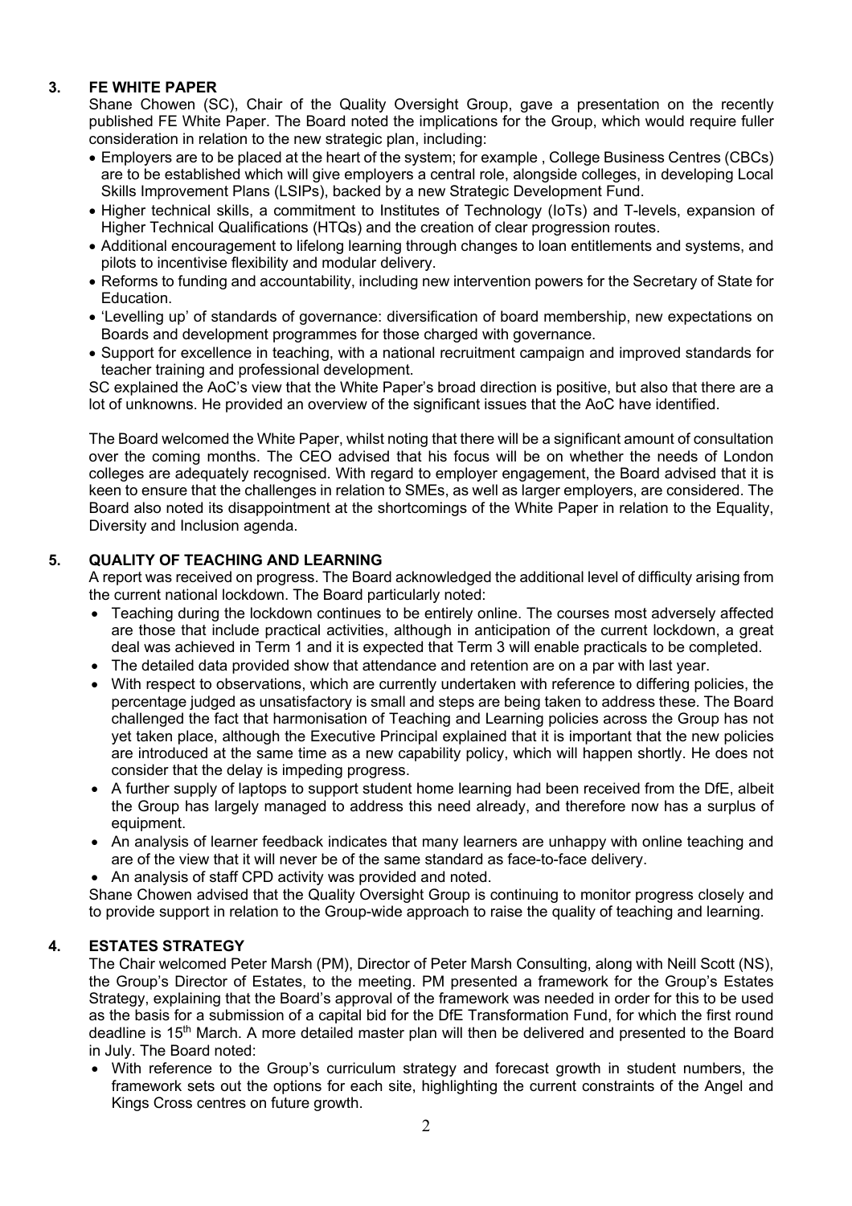## 3. FE WHITE PAPER

Shane Chowen (SC), Chair of the Quality Oversight Group, gave a presentation on the recently published FE White Paper. The Board noted the implications for the Group, which would require fuller consideration in relation to the new strategic plan, including:

- Employers are to be placed at the heart of the system; for example , College Business Centres (CBCs) are to be established which will give employers a central role, alongside colleges, in developing Local Skills Improvement Plans (LSIPs), backed by a new Strategic Development Fund.
- Higher technical skills, a commitment to Institutes of Technology (IoTs) and T-levels, expansion of Higher Technical Qualifications (HTQs) and the creation of clear progression routes.
- Additional encouragement to lifelong learning through changes to loan entitlements and systems, and pilots to incentivise flexibility and modular delivery.
- Reforms to funding and accountability, including new intervention powers for the Secretary of State for Education.
- 'Levelling up' of standards of governance: diversification of board membership, new expectations on Boards and development programmes for those charged with governance.
- Support for excellence in teaching, with a national recruitment campaign and improved standards for teacher training and professional development.

SC explained the AoC's view that the White Paper's broad direction is positive, but also that there are a lot of unknowns. He provided an overview of the significant issues that the AoC have identified.

The Board welcomed the White Paper, whilst noting that there will be a significant amount of consultation over the coming months. The CEO advised that his focus will be on whether the needs of London colleges are adequately recognised. With regard to employer engagement, the Board advised that it is keen to ensure that the challenges in relation to SMEs, as well as larger employers, are considered. The Board also noted its disappointment at the shortcomings of the White Paper in relation to the Equality, Diversity and Inclusion agenda.

## 5. QUALITY OF TEACHING AND LEARNING

A report was received on progress. The Board acknowledged the additional level of difficulty arising from the current national lockdown. The Board particularly noted:

- Teaching during the lockdown continues to be entirely online. The courses most adversely affected are those that include practical activities, although in anticipation of the current lockdown, a great deal was achieved in Term 1 and it is expected that Term 3 will enable practicals to be completed.
- The detailed data provided show that attendance and retention are on a par with last year.
- With respect to observations, which are currently undertaken with reference to differing policies, the percentage judged as unsatisfactory is small and steps are being taken to address these. The Board challenged the fact that harmonisation of Teaching and Learning policies across the Group has not yet taken place, although the Executive Principal explained that it is important that the new policies are introduced at the same time as a new capability policy, which will happen shortly. He does not consider that the delay is impeding progress.
- A further supply of laptops to support student home learning had been received from the DfE, albeit the Group has largely managed to address this need already, and therefore now has a surplus of equipment.
- An analysis of learner feedback indicates that many learners are unhappy with online teaching and are of the view that it will never be of the same standard as face-to-face delivery.
- An analysis of staff CPD activity was provided and noted.

Shane Chowen advised that the Quality Oversight Group is continuing to monitor progress closely and to provide support in relation to the Group-wide approach to raise the quality of teaching and learning.

## 4. ESTATES STRATEGY

The Chair welcomed Peter Marsh (PM), Director of Peter Marsh Consulting, along with Neill Scott (NS), the Group's Director of Estates, to the meeting. PM presented a framework for the Group's Estates Strategy, explaining that the Board's approval of the framework was needed in order for this to be used as the basis for a submission of a capital bid for the DfE Transformation Fund, for which the first round deadline is 15th March. A more detailed master plan will then be delivered and presented to the Board in July. The Board noted:

- With reference to the Group's curriculum strategy and forecast growth in student numbers, the framework sets out the options for each site, highlighting the current constraints of the Angel and Kings Cross centres on future growth.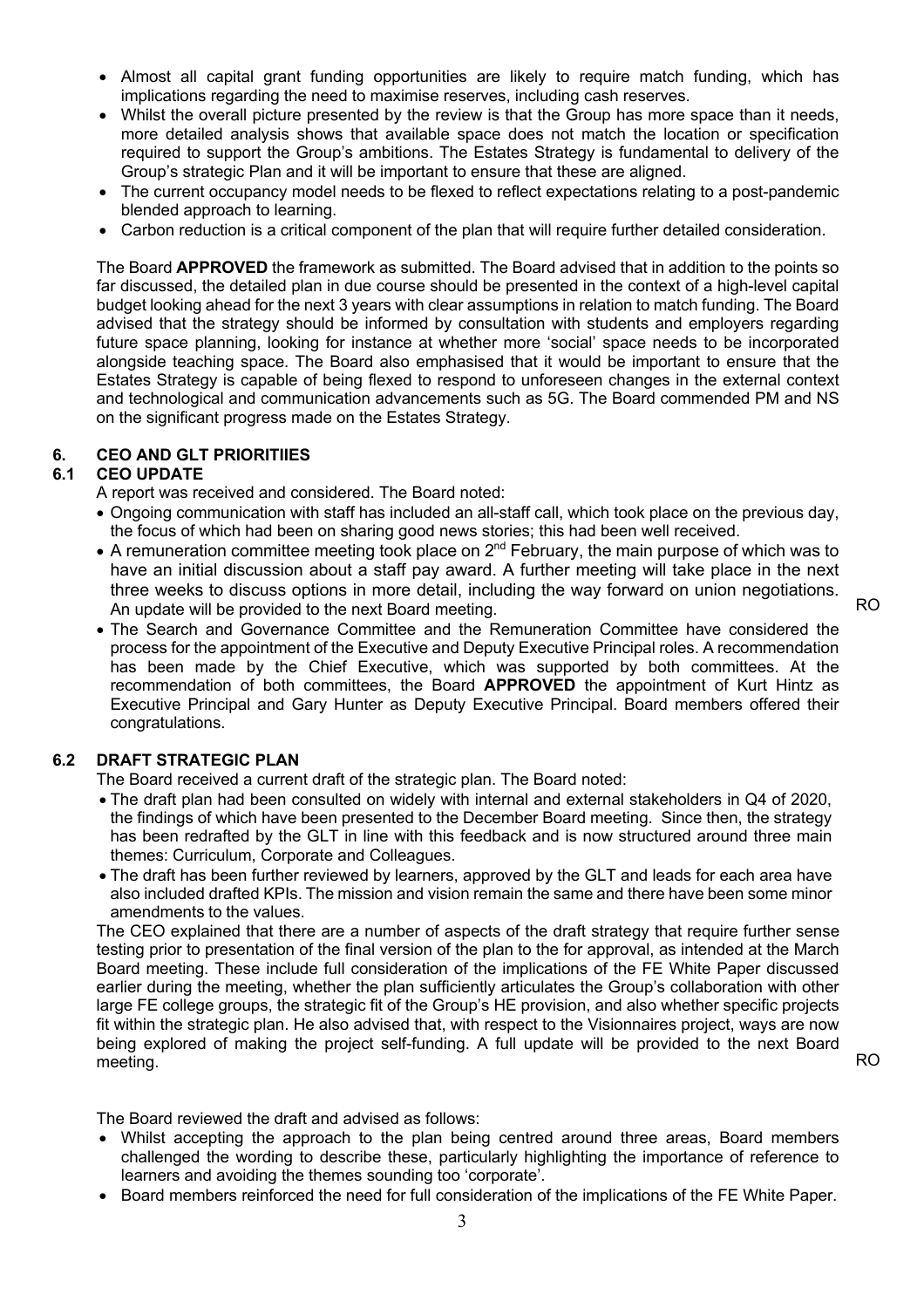- Almost all capital grant funding opportunities are likely to require match funding, which has implications regarding the need to maximise reserves, including cash reserves.
- Whilst the overall picture presented by the review is that the Group has more space than it needs, more detailed analysis shows that available space does not match the location or specification required to support the Group's ambitions. The Estates Strategy is fundamental to delivery of the Group's strategic Plan and it will be important to ensure that these are aligned.
- The current occupancy model needs to be flexed to reflect expectations relating to a post-pandemic blended approach to learning.
- Carbon reduction is a critical component of the plan that will require further detailed consideration.

The Board **APPROVED** the framework as submitted. The Board advised that in addition to the points so far discussed, the detailed plan in due course should be presented in the context of a high-level capital budget looking ahead for the next 3 years with clear assumptions in relation to match funding. The Board advised that the strategy should be informed by consultation with students and employers regarding future space planning, looking for instance at whether more 'social' space needs to be incorporated alongside teaching space. The Board also emphasised that it would be important to ensure that the Estates Strategy is capable of being flexed to respond to unforeseen changes in the external context and technological and communication advancements such as 5G. The Board commended PM and NS on the significant progress made on the Estates Strategy.

## 6. CEO AND GLT PRIORITIIES

### 6.1 CEO UPDATE

A report was received and considered. The Board noted:

- Ongoing communication with staff has included an all-staff call, which took place on the previous day, the focus of which had been on sharing good news stories; this had been well received.
- A remuneration committee meeting took place on 2nd February, the main purpose of which was to have an initial discussion about a staff pay award. A further meeting will take place in the next three weeks to discuss options in more detail, including the way forward on union negotiations. An update will be provided to the next Board meeting. RO
- The Search and Governance Committee and the Remuneration Committee have considered the process for the appointment of the Executive and Deputy Executive Principal roles. A recommendation has been made by the Chief Executive, which was supported by both committees. At the recommendation of both committees, the Board **APPROVED** the appointment of Kurt Hintz as Executive Principal and Gary Hunter as Deputy Executive Principal. Board members offered their congratulations.

### 6.2 DRAFT STRATEGIC PLAN

The Board received a current draft of the strategic plan. The Board noted:

- The draft plan had been consulted on widely with internal and external stakeholders in Q4 of 2020, the findings of which have been presented to the December Board meeting. Since then, the strategy has been redrafted by the GLT in line with this feedback and is now structured around three main themes: Curriculum, Corporate and Colleagues.
- The draft has been further reviewed by learners, approved by the GLT and leads for each area have also included drafted KPIs. The mission and vision remain the same and there have been some minor amendments to the values.

The CEO explained that there are a number of aspects of the draft strategy that require further sense testing prior to presentation of the final version of the plan to the for approval, as intended at the March Board meeting. These include full consideration of the implications of the FE White Paper discussed earlier during the meeting, whether the plan sufficiently articulates the Group's collaboration with other large FE college groups, the strategic fit of the Group's HE provision, and also whether specific projects fit within the strategic plan. He also advised that, with respect to the Visionnaires project, ways are now being explored of making the project self-funding. A full update will be provided to the next Board meeting. RO

The Board reviewed the draft and advised as follows:

- Whilst accepting the approach to the plan being centred around three areas, Board members challenged the wording to describe these, particularly highlighting the importance of reference to learners and avoiding the themes sounding too 'corporate'.
- Board members reinforced the need for full consideration of the implications of the FE White Paper.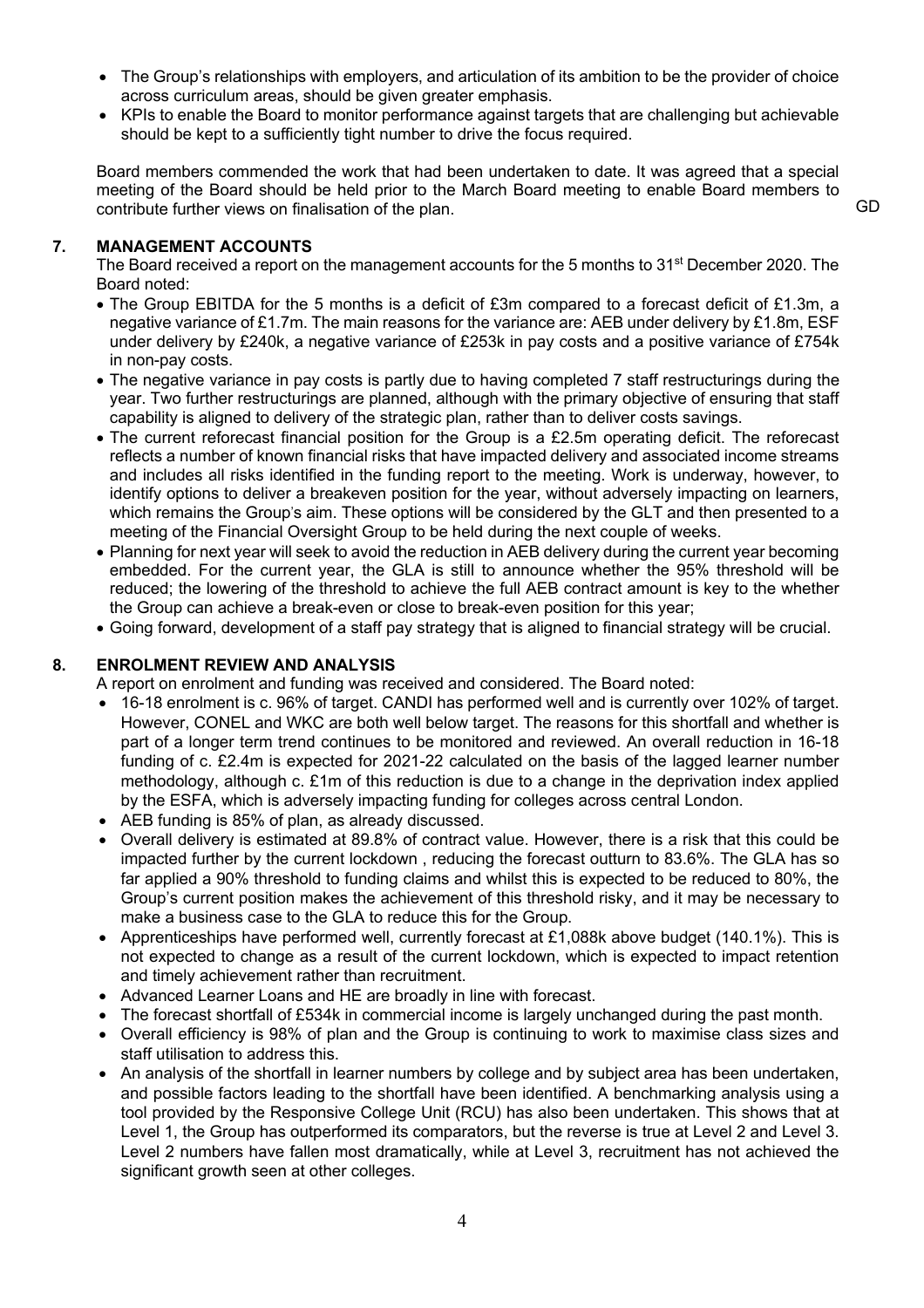- The Group's relationships with employers, and articulation of its ambition to be the provider of choice across curriculum areas, should be given greater emphasis.
- KPIs to enable the Board to monitor performance against targets that are challenging but achievable should be kept to a sufficiently tight number to drive the focus required.

Board members commended the work that had been undertaken to date. It was agreed that a special meeting of the Board should be held prior to the March Board meeting to enable Board members to contribute further views on finalisation of the plan. GD

## 7. MANAGEMENT ACCOUNTS

The Board received a report on the management accounts for the 5 months to 31st December 2020. The Board noted:

- The Group EBITDA for the 5 months is a deficit of £3m compared to a forecast deficit of £1.3m, a negative variance of £1.7m. The main reasons for the variance are: AEB under delivery by £1.8m, ESF under delivery by £240k, a negative variance of £253k in pay costs and a positive variance of £754k in non-pay costs.
- The negative variance in pay costs is partly due to having completed 7 staff restructurings during the year. Two further restructurings are planned, although with the primary objective of ensuring that staff capability is aligned to delivery of the strategic plan, rather than to deliver costs savings.
- The current reforecast financial position for the Group is a £2.5m operating deficit. The reforecast reflects a number of known financial risks that have impacted delivery and associated income streams and includes all risks identified in the funding report to the meeting. Work is underway, however, to identify options to deliver a breakeven position for the year, without adversely impacting on learners, which remains the Group's aim. These options will be considered by the GLT and then presented to a meeting of the Financial Oversight Group to be held during the next couple of weeks.
- Planning for next year will seek to avoid the reduction in AEB delivery during the current year becoming embedded. For the current year, the GLA is still to announce whether the 95% threshold will be reduced; the lowering of the threshold to achieve the full AEB contract amount is key to the whether the Group can achieve a break-even or close to break-even position for this year;
- Going forward, development of a staff pay strategy that is aligned to financial strategy will be crucial.

## 8. ENROLMENT REVIEW AND ANALYSIS

A report on enrolment and funding was received and considered. The Board noted:

- 16-18 enrolment is c. 96% of target. CANDI has performed well and is currently over 102% of target. However, CONEL and WKC are both well below target. The reasons for this shortfall and whether is part of a longer term trend continues to be monitored and reviewed. An overall reduction in 16-18 funding of c. £2.4m is expected for 2021-22 calculated on the basis of the lagged learner number methodology, although c. £1m of this reduction is due to a change in the deprivation index applied by the ESFA, which is adversely impacting funding for colleges across central London.
- AEB funding is 85% of plan, as already discussed.
- Overall delivery is estimated at 89.8% of contract value. However, there is a risk that this could be impacted further by the current lockdown , reducing the forecast outturn to 83.6%. The GLA has so far applied a 90% threshold to funding claims and whilst this is expected to be reduced to 80%, the Group's current position makes the achievement of this threshold risky, and it may be necessary to make a business case to the GLA to reduce this for the Group.
- Apprenticeships have performed well, currently forecast at £1,088k above budget (140.1%). This is not expected to change as a result of the current lockdown, which is expected to impact retention and timely achievement rather than recruitment.
- Advanced Learner Loans and HE are broadly in line with forecast.
- The forecast shortfall of £534k in commercial income is largely unchanged during the past month.
- Overall efficiency is 98% of plan and the Group is continuing to work to maximise class sizes and staff utilisation to address this.
- An analysis of the shortfall in learner numbers by college and by subject area has been undertaken, and possible factors leading to the shortfall have been identified. A benchmarking analysis using a tool provided by the Responsive College Unit (RCU) has also been undertaken. This shows that at Level 1, the Group has outperformed its comparators, but the reverse is true at Level 2 and Level 3. Level 2 numbers have fallen most dramatically, while at Level 3, recruitment has not achieved the significant growth seen at other colleges.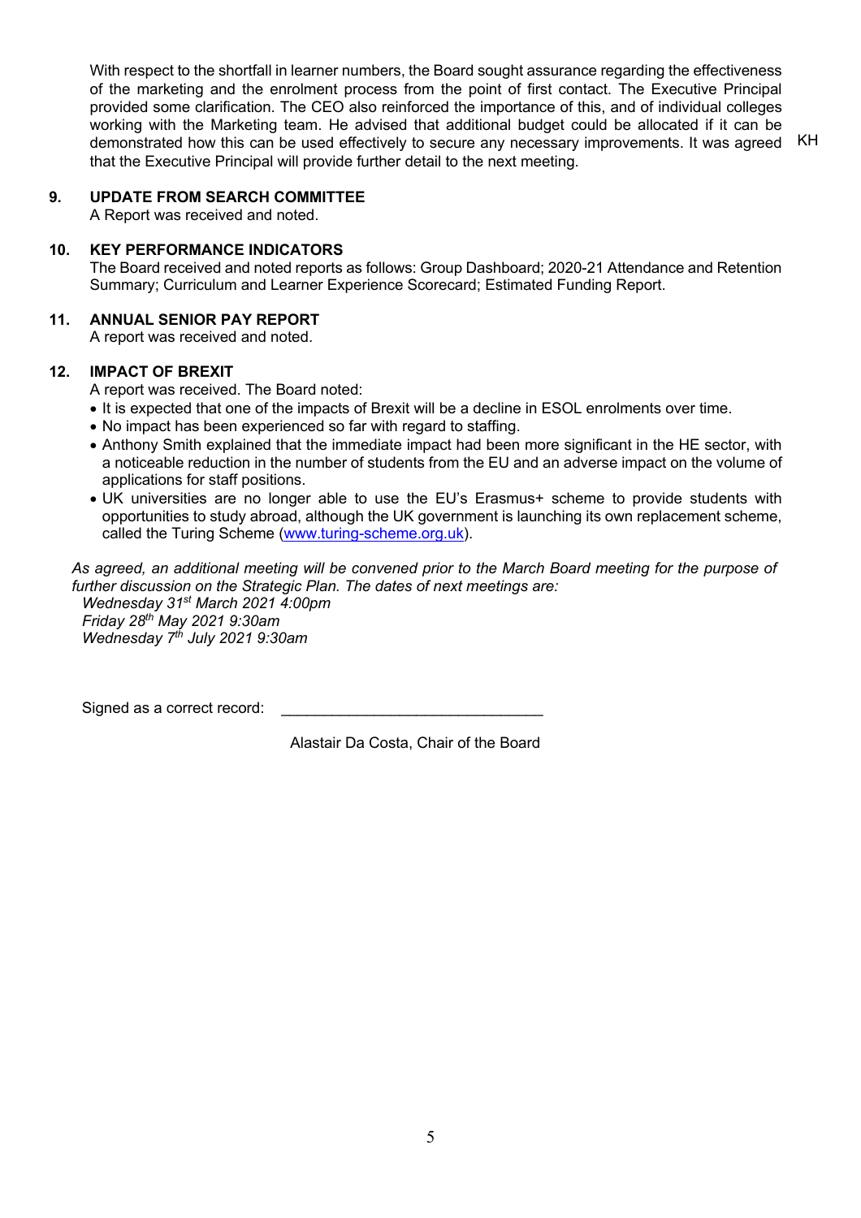With respect to the shortfall in learner numbers, the Board sought assurance regarding the effectiveness of the marketing and the enrolment process from the point of first contact. The Executive Principal provided some clarification. The CEO also reinforced the importance of this, and of individual colleges working with the Marketing team. He advised that additional budget could be allocated if it can be demonstrated how this can be used effectively to secure any necessary improvements. It was agreed that the Executive Principal will provide further detail to the next meeting. KH

**9. UPDATE FROM SEARCH COMMITTEE**

A Report was received and noted.

**10. KEY PERFORMANCE INDICATORS**

The Board received and noted reports as follows: Group Dashboard; 2020-21 Attendance and Retention Summary; Curriculum and Learner Experience Scorecard; Estimated Funding Report.

**11. ANNUAL SENIOR PAY REPORT**

A report was received and noted.

**12. IMPACT OF BREXIT**

A report was received. The Board noted:

- It is expected that one of the impacts of Brexit will be a decline in ESOL enrolments over time.
- No impact has been experienced so far with regard to staffing.
- Anthony Smith explained that the immediate impact had been more significant in the HE sector, with a noticeable reduction in the number of students from the EU and an adverse impact on the volume of applications for staff positions.
- UK universities are no longer able to use the EU's Erasmus+ scheme to provide students with opportunities to study abroad, although the UK government is launching its own replacement scheme, called the Turing Scheme (www.turing-scheme.org.uk).

*As agreed, an additional meeting will be convened prior to the March Board meeting for the purpose of further discussion on the Strategic Plan. The dates of next meetings are:*
*Wednesday 31st March 2021 4:00pm*
*Friday 28th May 2021 9:30am*
*Wednesday 7th July 2021 9:30am*

Signed as a correct record: _______________________________

Alastair Da Costa, Chair of the Board